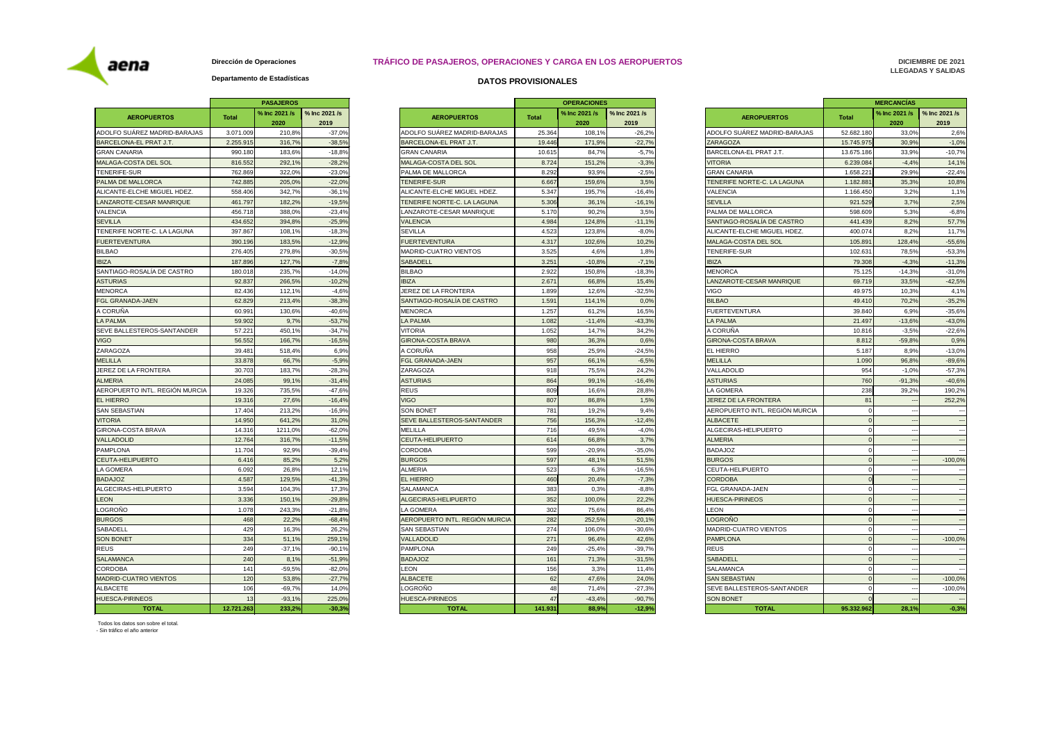aena

**Dirección de Operaciones**

**Departamento de Estadísticas**

# TRÁFICO DE PASAJEROS, OPERACIONES Y CARGA EN LOS AEROPUERTOS

## DATOS PROVISIONALES

**DICIEMBRE DE 2021**
**LLEGADAS Y SALIDAS**

| AEROPUERTOS | PASAJEROS Total | % Inc 2021 /s 2020 | % Inc 2021 /s 2019 |
|---|---|---|---|
| ADOLFO SUÁREZ MADRID-BARAJAS | 3.071.009 | 210,8% | -37,0% |
| BARCELONA-EL PRAT J.T. | 2.255.915 | 316,7% | -38,5% |
| GRAN CANARIA | 990.180 | 183,6% | -18,8% |
| MALAGA-COSTA DEL SOL | 816.552 | 292,1% | -28,2% |
| TENERIFE-SUR | 762.869 | 322,0% | -23,0% |
| PALMA DE MALLORCA | 742.885 | 205,0% | -22,0% |
| ALICANTE-ELCHE MIGUEL HDEZ. | 558.406 | 342,7% | -36,1% |
| LANZAROTE-CESAR MANRIQUE | 461.797 | 182,2% | -19,5% |
| VALENCIA | 456.718 | 388,0% | -23,4% |
| SEVILLA | 434.652 | 394,8% | -25,9% |
| TENERIFE NORTE-C. LA LAGUNA | 397.867 | 108,1% | -18,3% |
| FUERTEVENTURA | 390.196 | 183,5% | -12,9% |
| BILBAO | 276.405 | 279,8% | -30,5% |
| IBIZA | 187.896 | 127,7% | -7,8% |
| SANTIAGO-ROSALÍA DE CASTRO | 180.018 | 235,7% | -14,0% |
| ASTURIAS | 92.837 | 266,5% | -10,2% |
| MENORCA | 82.436 | 112,1% | -4,6% |
| FGL GRANADA-JAEN | 62.829 | 213,4% | -38,3% |
| A CORUÑA | 60.991 | 130,6% | -40,6% |
| LA PALMA | 59.902 | 9,7% | -53,7% |
| SEVE BALLESTEROS-SANTANDER | 57.221 | 450,1% | -34,7% |
| VIGO | 56.552 | 166,7% | -16,5% |
| ZARAGOZA | 39.481 | 518,4% | 6,9% |
| MELILLA | 33.878 | 66,7% | -5,9% |
| JEREZ DE LA FRONTERA | 30.703 | 183,7% | -28,3% |
| ALMERIA | 24.085 | 99,1% | -31,4% |
| AEROPUERTO INTL. REGIÓN MURCIA | 19.326 | 735,5% | -47,6% |
| EL HIERRO | 19.316 | 27,6% | -16,4% |
| SAN SEBASTIAN | 17.404 | 213,2% | -16,9% |
| VITORIA | 14.950 | 641,2% | 31,0% |
| GIRONA-COSTA BRAVA | 14.316 | 1211,0% | -62,0% |
| VALLADOLID | 12.764 | 316,7% | -11,5% |
| PAMPLONA | 11.704 | 92,9% | -39,4% |
| CEUTA-HELIPUERTO | 6.416 | 85,2% | 5,2% |
| LA GOMERA | 6.092 | 26,8% | 12,1% |
| BADAJOZ | 4.587 | 129,5% | -41,3% |
| ALGECIRAS-HELIPUERTO | 3.594 | 104,3% | 17,3% |
| LEON | 3.336 | 150,1% | -29,8% |
| LOGROÑO | 1.078 | 243,3% | -21,8% |
| BURGOS | 468 | 22,2% | -68,4% |
| SABADELL | 429 | 16,3% | 26,2% |
| SON BONET | 334 | 51,1% | 259,1% |
| REUS | 249 | -37,1% | -90,1% |
| SALAMANCA | 240 | 8,1% | -51,9% |
| CORDOBA | 141 | -59,5% | -82,0% |
| MADRID-CUATRO VIENTOS | 120 | 53,8% | -27,7% |
| ALBACETE | 106 | -69,7% | 14,0% |
| HUESCA-PIRINEOS | 13 | -93,1% | 225,0% |
| **TOTAL** | **12.721.263** | **233,2%** | **-30,3%** |

| AEROPUERTOS | OPERACIONES Total | % Inc 2021 /s 2020 | % Inc 2021 /s 2019 |
|---|---|---|---|
| ADOLFO SUÁREZ MADRID-BARAJAS | 25.364 | 108,1% | -26,2% |
| BARCELONA-EL PRAT J.T. | 19.446 | 171,9% | -22,7% |
| GRAN CANARIA | 10.615 | 84,7% | -5,7% |
| MALAGA-COSTA DEL SOL | 8.724 | 151,2% | -3,3% |
| PALMA DE MALLORCA | 8.292 | 93,9% | -2,5% |
| TENERIFE-SUR | 6.667 | 159,6% | 3,5% |
| ALICANTE-ELCHE MIGUEL HDEZ. | 5.347 | 195,7% | -16,4% |
| TENERIFE NORTE-C. LA LAGUNA | 5.306 | 36,1% | -16,1% |
| LANZAROTE-CESAR MANRIQUE | 5.170 | 90,2% | 3,5% |
| VALENCIA | 4.984 | 124,8% | -11,1% |
| SEVILLA | 4.523 | 123,8% | -8,0% |
| FUERTEVENTURA | 4.317 | 102,6% | 10,2% |
| MADRID-CUATRO VIENTOS | 3.525 | 4,6% | 1,8% |
| SABADELL | 3.251 | -10,8% | -7,1% |
| BILBAO | 2.922 | 150,8% | -18,3% |
| IBIZA | 2.671 | 66,8% | 15,4% |
| JEREZ DE LA FRONTERA | 1.899 | 12,6% | -32,5% |
| SANTIAGO-ROSALÍA DE CASTRO | 1.591 | 114,1% | 0,0% |
| MENORCA | 1.257 | 61,2% | 16,5% |
| LA PALMA | 1.082 | -11,4% | -43,3% |
| VITORIA | 1.052 | 14,7% | 34,2% |
| GIRONA-COSTA BRAVA | 980 | 36,3% | 0,6% |
| A CORUÑA | 958 | 25,9% | -24,5% |
| FGL GRANADA-JAEN | 957 | 66,1% | -6,5% |
| ZARAGOZA | 918 | 75,5% | 24,2% |
| ASTURIAS | 864 | 99,1% | -16,4% |
| REUS | 809 | 16,6% | 28,8% |
| VIGO | 807 | 86,8% | 1,5% |
| SON BONET | 781 | 19,2% | 9,4% |
| SEVE BALLESTEROS-SANTANDER | 756 | 156,3% | -12,4% |
| MELILLA | 716 | 49,5% | -4,0% |
| CEUTA-HELIPUERTO | 614 | 66,8% | 3,7% |
| CORDOBA | 599 | -20,9% | -35,0% |
| BURGOS | 597 | 48,1% | 51,5% |
| ALMERIA | 523 | 6,3% | -16,5% |
| EL HIERRO | 460 | 20,4% | -7,3% |
| SALAMANCA | 383 | 0,3% | -8,8% |
| ALGECIRAS-HELIPUERTO | 352 | 100,0% | 22,2% |
| LA GOMERA | 302 | 75,6% | 86,4% |
| AEROPUERTO INTL. REGIÓN MURCIA | 282 | 252,5% | -20,1% |
| SAN SEBASTIAN | 274 | 106,0% | -30,6% |
| VALLADOLID | 271 | 96,4% | 42,6% |
| PAMPLONA | 249 | -25,4% | -39,7% |
| BADAJOZ | 161 | 71,3% | -31,5% |
| LEON | 156 | 3,3% | 11,4% |
| ALBACETE | 62 | 47,6% | 24,0% |
| LOGROÑO | 48 | 71,4% | -27,3% |
| HUESCA-PIRINEOS | 47 | -43,4% | -90,7% |
| **TOTAL** | **141.931** | **88,9%** | **-12,9%** |

| AEROPUERTOS | MERCANCÍAS Total | % Inc 2021 /s 2020 | % Inc 2021 /s 2019 |
|---|---|---|---|
| ADOLFO SUÁREZ MADRID-BARAJAS | 52.682.180 | 33,0% | 2,6% |
| ZARAGOZA | 15.745.975 | 30,9% | -1,0% |
| BARCELONA-EL PRAT J.T. | 13.675.186 | 33,9% | -10,7% |
| VITORIA | 6.239.084 | -4,4% | 14,1% |
| GRAN CANARIA | 1.658.221 | 29,9% | -22,4% |
| TENERIFE NORTE-C. LA LAGUNA | 1.182.881 | 35,3% | 10,8% |
| VALENCIA | 1.166.450 | 3,2% | 1,1% |
| SEVILLA | 921.529 | 3,7% | 2,5% |
| PALMA DE MALLORCA | 598.609 | 5,3% | -6,8% |
| SANTIAGO-ROSALÍA DE CASTRO | 441.439 | 8,2% | 57,7% |
| ALICANTE-ELCHE MIGUEL HDEZ. | 400.074 | 8,2% | 11,7% |
| MALAGA-COSTA DEL SOL | 105.891 | 128,4% | -55,6% |
| TENERIFE-SUR | 102.631 | 78,5% | -53,3% |
| IBIZA | 79.308 | -4,3% | -11,3% |
| MENORCA | 75.125 | -14,3% | -31,0% |
| LANZAROTE-CESAR MANRIQUE | 69.719 | 33,5% | -42,5% |
| VIGO | 49.975 | 10,3% | 4,1% |
| BILBAO | 49.410 | 70,2% | -35,2% |
| FUERTEVENTURA | 39.840 | 6,9% | -35,6% |
| LA PALMA | 21.497 | -13,6% | -43,0% |
| A CORUÑA | 10.816 | -3,5% | -22,6% |
| GIRONA-COSTA BRAVA | 8.812 | -59,8% | 0,9% |
| EL HIERRO | 5.187 | 8,9% | -13,0% |
| MELILLA | 1.090 | 96,8% | -89,6% |
| VALLADOLID | 954 | -1,0% | -57,3% |
| ASTURIAS | 760 | -91,3% | -40,6% |
| LA GOMERA | 238 | 39,2% | 190,2% |
| JEREZ DE LA FRONTERA | 81 | --- | 252,2% |
| AEROPUERTO INTL. REGIÓN MURCIA | 0 | --- | --- |
| ALBACETE | 0 | --- | --- |
| ALGECIRAS-HELIPUERTO | 0 | --- | --- |
| ALMERIA | 0 | --- | --- |
| BADAJOZ | 0 | --- | --- |
| BURGOS | 0 | --- | -100,0% |
| CEUTA-HELIPUERTO | 0 | --- | --- |
| CORDOBA | 0 | --- | --- |
| FGL GRANADA-JAEN | 0 | --- | --- |
| HUESCA-PIRINEOS | 0 | --- | --- |
| LEON | 0 | --- | --- |
| LOGROÑO | 0 | --- | --- |
| MADRID-CUATRO VIENTOS | 0 | --- | --- |
| PAMPLONA | 0 | --- | -100,0% |
| REUS | 0 | --- | --- |
| SABADELL | 0 | --- | --- |
| SALAMANCA | 0 | --- | --- |
| SAN SEBASTIAN | 0 | --- | -100,0% |
| SEVE BALLESTEROS-SANTANDER | 0 | --- | -100,0% |
| SON BONET | 0 | --- | --- |
| **TOTAL** | **95.332.962** | **28,1%** | **-0,3%** |

Todos los datos son sobre el total.
- Sin tráfico el año anterior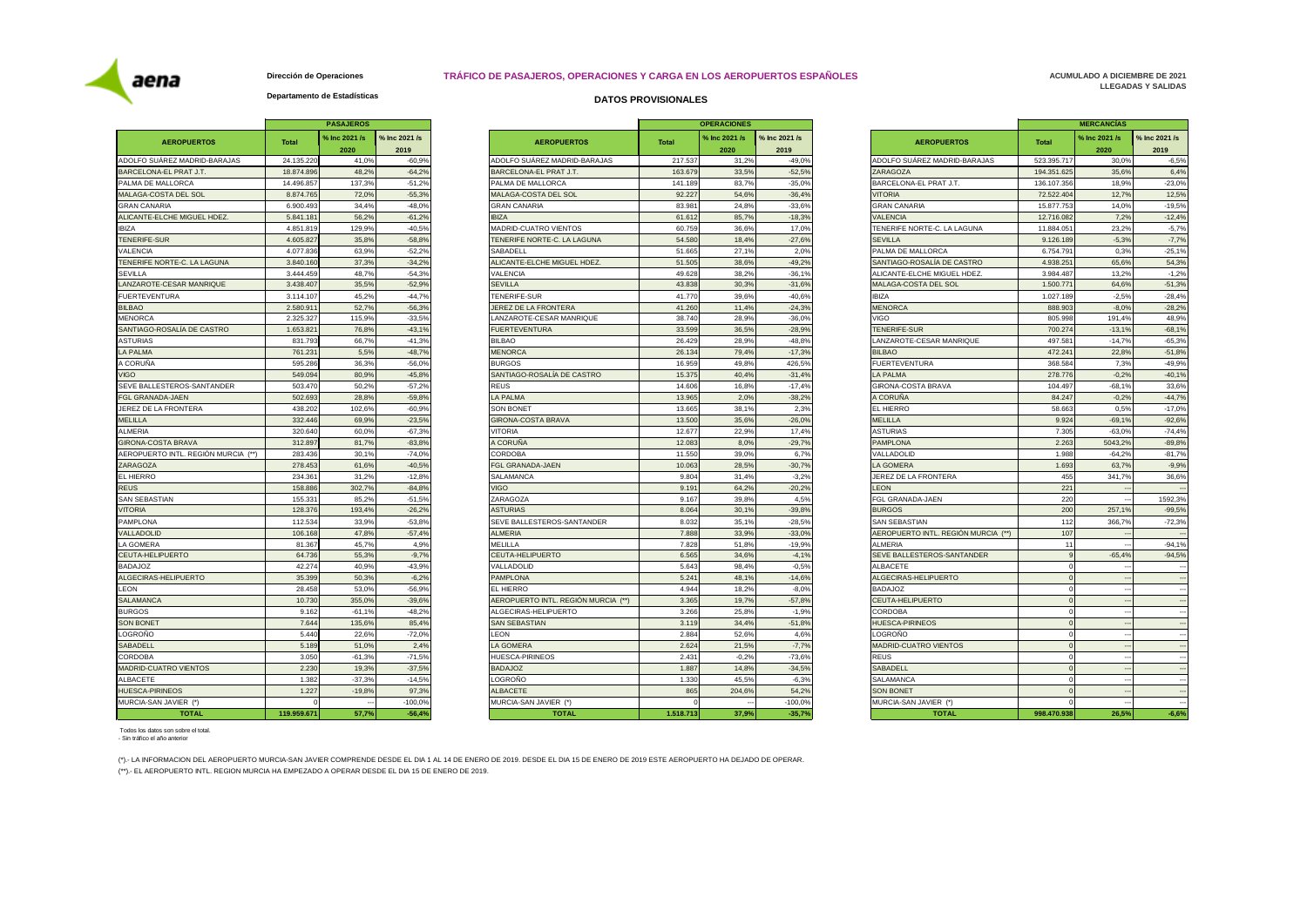Dirección de Operaciones

Departamento de Estadísticas

# TRÁFICO DE PASAJEROS, OPERACIONES Y CARGA EN LOS AEROPUERTOS ESPAÑOLES

ACUMULADO A DICIEMBRE DE 2021
LLEGADAS Y SALIDAS

## DATOS PROVISIONALES

| AEROPUERTOS | PASAJEROS Total | % Inc 2021 /s 2020 | % Inc 2021 /s 2019 |
|---|---|---|---|
| ADOLFO SUÁREZ MADRID-BARAJAS | 24.135.220 | 41,0% | -60,9% |
| BARCELONA-EL PRAT J.T. | 18.874.896 | 48,2% | -64,2% |
| PALMA DE MALLORCA | 14.496.857 | 137,3% | -51,2% |
| MALAGA-COSTA DEL SOL | 8.874.765 | 72,0% | -55,3% |
| GRAN CANARIA | 6.900.493 | 34,4% | -48,0% |
| ALICANTE-ELCHE MIGUEL HDEZ. | 5.841.181 | 56,2% | -61,2% |
| IBIZA | 4.851.819 | 129,9% | -40,5% |
| TENERIFE-SUR | 4.605.827 | 35,8% | -58,8% |
| VALENCIA | 4.077.836 | 63,9% | -52,2% |
| TENERIFE NORTE-C. LA LAGUNA | 3.840.160 | 37,3% | -34,2% |
| SEVILLA | 3.444.459 | 48,7% | -54,3% |
| LANZAROTE-CESAR MANRIQUE | 3.438.407 | 35,5% | -52,9% |
| FUERTEVENTURA | 3.114.107 | 45,2% | -44,7% |
| BILBAO | 2.580.911 | 52,7% | -56,3% |
| MENORCA | 2.325.327 | 115,9% | -33,5% |
| SANTIAGO-ROSALÍA DE CASTRO | 1.653.821 | 76,8% | -43,1% |
| ASTURIAS | 831.793 | 66,7% | -41,3% |
| LA PALMA | 761.231 | 5,5% | -48,7% |
| A CORUÑA | 595.286 | 36,3% | -56,0% |
| VIGO | 549.094 | 80,9% | -45,8% |
| SEVE BALLESTEROS-SANTANDER | 503.470 | 50,2% | -57,2% |
| FGL GRANADA-JAEN | 502.693 | 28,8% | -59,8% |
| JEREZ DE LA FRONTERA | 438.202 | 102,6% | -60,9% |
| MELILLA | 332.446 | 69,9% | -23,5% |
| ALMERIA | 320.640 | 60,0% | -67,3% |
| GIRONA-COSTA BRAVA | 312.897 | 81,7% | -83,8% |
| AEROPUERTO INTL. REGIÓN MURCIA (**) | 283.436 | 30,1% | -74,0% |
| ZARAGOZA | 278.453 | 61,6% | -40,5% |
| EL HIERRO | 234.361 | 31,2% | -12,8% |
| REUS | 158.886 | 302,7% | -84,8% |
| SAN SEBASTIAN | 155.331 | 85,2% | -51,5% |
| VITORIA | 128.376 | 193,4% | -26,2% |
| PAMPLONA | 112.534 | 33,9% | -53,8% |
| VALLADOLID | 106.168 | 47,8% | -57,4% |
| LA GOMERA | 81.367 | 45,7% | 4,9% |
| CEUTA-HELIPUERTO | 64.736 | 55,3% | -9,7% |
| BADAJOZ | 42.274 | 40,9% | -43,9% |
| ALGECIRAS-HELIPUERTO | 35.399 | 50,3% | -6,2% |
| LEON | 28.458 | 53,0% | -56,9% |
| SALAMANCA | 10.730 | 355,0% | -39,6% |
| BURGOS | 9.162 | -61,1% | -48,2% |
| SON BONET | 7.644 | 135,6% | 85,4% |
| LOGROÑO | 5.440 | 22,6% | -72,0% |
| SABADELL | 5.189 | 51,0% | 2,4% |
| CORDOBA | 3.050 | -61,3% | -71,5% |
| MADRID-CUATRO VIENTOS | 2.230 | 19,3% | -37,5% |
| ALBACETE | 1.382 | -37,3% | -14,5% |
| HUESCA-PIRINEOS | 1.227 | -19,8% | 97,3% |
| MURCIA-SAN JAVIER (*) | 0 | --- | -100,0% |
| **TOTAL** | **119.959.671** | **57,7%** | **-56,4%** |

| AEROPUERTOS | OPERACIONES Total | % Inc 2021 /s 2020 | % Inc 2021 /s 2019 |
|---|---|---|---|
| ADOLFO SUÁREZ MADRID-BARAJAS | 217.537 | 31,2% | -49,0% |
| BARCELONA-EL PRAT J.T. | 163.679 | 33,5% | -52,5% |
| PALMA DE MALLORCA | 141.189 | 83,7% | -35,0% |
| MALAGA-COSTA DEL SOL | 92.227 | 54,6% | -36,4% |
| GRAN CANARIA | 83.981 | 24,8% | -33,6% |
| IBIZA | 61.612 | 85,7% | -18,3% |
| MADRID-CUATRO VIENTOS | 60.759 | 36,6% | 17,0% |
| TENERIFE NORTE-C. LA LAGUNA | 54.580 | 18,4% | -27,6% |
| SABADELL | 51.665 | 27,1% | 2,0% |
| ALICANTE-ELCHE MIGUEL HDEZ. | 51.505 | 38,6% | -49,2% |
| VALENCIA | 49.628 | 38,2% | -36,1% |
| SEVILLA | 43.838 | 30,3% | -31,6% |
| TENERIFE-SUR | 41.770 | 39,6% | -40,6% |
| JEREZ DE LA FRONTERA | 41.260 | 11,4% | -24,3% |
| LANZAROTE-CESAR MANRIQUE | 38.740 | 28,9% | -36,0% |
| FUERTEVENTURA | 33.599 | 36,5% | -28,9% |
| BILBAO | 26.429 | 28,9% | -48,8% |
| MENORCA | 26.134 | 79,4% | -17,3% |
| BURGOS | 16.959 | 49,8% | 426,5% |
| SANTIAGO-ROSALÍA DE CASTRO | 15.375 | 40,4% | -31,4% |
| REUS | 14.606 | 16,8% | -17,4% |
| LA PALMA | 13.965 | 2,0% | -38,2% |
| SON BONET | 13.665 | 38,1% | 2,3% |
| GIRONA-COSTA BRAVA | 13.500 | 35,6% | -26,0% |
| VITORIA | 12.677 | 22,9% | 17,4% |
| A CORUÑA | 12.083 | 8,0% | -29,7% |
| CORDOBA | 11.550 | 39,0% | 6,7% |
| FGL GRANADA-JAEN | 10.063 | 28,5% | -30,7% |
| SALAMANCA | 9.804 | 31,4% | -3,2% |
| VIGO | 9.191 | 64,2% | -20,2% |
| ZARAGOZA | 9.167 | 39,8% | 4,5% |
| ASTURIAS | 8.064 | 30,1% | -39,8% |
| SEVE BALLESTEROS-SANTANDER | 8.032 | 35,1% | -28,5% |
| ALMERIA | 7.888 | 33,9% | -33,0% |
| MELILLA | 7.828 | 51,8% | -19,9% |
| CEUTA-HELIPUERTO | 6.565 | 34,6% | -4,1% |
| VALLADOLID | 5.643 | 98,4% | -0,5% |
| PAMPLONA | 5.241 | 48,1% | -14,6% |
| EL HIERRO | 4.944 | 18,2% | -8,0% |
| AEROPUERTO INTL. REGIÓN MURCIA (**) | 3.365 | 19,7% | -57,8% |
| ALGECIRAS-HELIPUERTO | 3.266 | 25,8% | -1,9% |
| SAN SEBASTIAN | 3.119 | 34,4% | -51,8% |
| LEON | 2.884 | 52,6% | 4,6% |
| LA GOMERA | 2.624 | 21,5% | -7,7% |
| HUESCA-PIRINEOS | 2.431 | -0,2% | -73,6% |
| BADAJOZ | 1.887 | 14,8% | -34,5% |
| LOGROÑO | 1.330 | 45,5% | -6,3% |
| ALBACETE | 865 | 204,6% | 54,2% |
| MURCIA-SAN JAVIER (*) | 0 | --- | -100,0% |
| **TOTAL** | **1.518.713** | **37,9%** | **-35,7%** |

| AEROPUERTOS | MERCANCÍAS Total | % Inc 2021 /s 2020 | % Inc 2021 /s 2019 |
|---|---|---|---|
| ADOLFO SUÁREZ MADRID-BARAJAS | 523.395.717 | 30,0% | -6,5% |
| ZARAGOZA | 194.351.625 | 35,6% | 6,4% |
| BARCELONA-EL PRAT J.T. | 136.107.356 | 18,9% | -23,0% |
| VITORIA | 72.522.404 | 12,7% | 12,5% |
| GRAN CANARIA | 15.877.753 | 14,0% | -19,5% |
| VALENCIA | 12.716.082 | 7,2% | -12,4% |
| TENERIFE NORTE-C. LA LAGUNA | 11.884.051 | 23,2% | -5,7% |
| SEVILLA | 9.126.189 | -5,3% | -7,7% |
| PALMA DE MALLORCA | 6.754.791 | 0,3% | -25,1% |
| SANTIAGO-ROSALÍA DE CASTRO | 4.938.251 | 65,6% | 54,3% |
| ALICANTE-ELCHE MIGUEL HDEZ. | 3.984.487 | 13,2% | -1,2% |
| MALAGA-COSTA DEL SOL | 1.500.771 | 64,6% | -51,3% |
| IBIZA | 1.027.189 | -2,5% | -28,4% |
| MENORCA | 888.903 | -8,0% | -28,2% |
| VIGO | 805.998 | 191,4% | 48,9% |
| TENERIFE-SUR | 700.274 | -13,1% | -68,1% |
| LANZAROTE-CESAR MANRIQUE | 497.581 | -14,7% | -65,3% |
| BILBAO | 472.241 | 22,8% | -51,8% |
| FUERTEVENTURA | 368.584 | 7,3% | -49,9% |
| LA PALMA | 278.776 | -0,2% | -40,1% |
| GIRONA-COSTA BRAVA | 104.497 | -68,1% | 33,6% |
| A CORUÑA | 84.247 | -0,2% | -44,7% |
| EL HIERRO | 58.663 | 0,5% | -17,0% |
| MELILLA | 9.924 | -69,1% | -92,6% |
| ASTURIAS | 7.305 | -63,0% | -74,4% |
| PAMPLONA | 2.263 | 5043,2% | -89,8% |
| VALLADOLID | 1.988 | -64,2% | -81,7% |
| LA GOMERA | 1.693 | 63,7% | -9,9% |
| JEREZ DE LA FRONTERA | 455 | 341,7% | 36,6% |
| LEON | 221 | --- | --- |
| FGL GRANADA-JAEN | 220 | --- | 1592,3% |
| BURGOS | 200 | 257,1% | -99,5% |
| SAN SEBASTIAN | 112 | 366,7% | -72,3% |
| AEROPUERTO INTL. REGIÓN MURCIA (**) | 107 | --- | --- |
| ALMERIA | 11 | --- | -94,1% |
| SEVE BALLESTEROS-SANTANDER | 9 | -65,4% | -94,5% |
| ALBACETE | 0 | --- | --- |
| ALGECIRAS-HELIPUERTO | 0 | --- | --- |
| BADAJOZ | 0 | --- | --- |
| CEUTA-HELIPUERTO | 0 | --- | --- |
| CORDOBA | 0 | --- | --- |
| HUESCA-PIRINEOS | 0 | --- | --- |
| LOGROÑO | 0 | --- | --- |
| MADRID-CUATRO VIENTOS | 0 | --- | --- |
| REUS | 0 | --- | --- |
| SABADELL | 0 | --- | --- |
| SALAMANCA | 0 | --- | --- |
| SON BONET | 0 | --- | --- |
| MURCIA-SAN JAVIER (*) | 0 | --- | --- |
| **TOTAL** | **998.470.938** | **26,5%** | **-6,6%** |

Todos los datos son sobre el total.
- Sin tráfico el año anterior

(*).- LA INFORMACION DEL AEROPUERTO MURCIA-SAN JAVIER COMPRENDE DESDE EL DIA 1 AL 14 DE ENERO DE 2019. DESDE EL DIA 15 DE ENERO DE 2019 ESTE AEROPUERTO HA DEJADO DE OPERAR.

(**).- EL AEROPUERTO INTL. REGION MURCIA HA EMPEZADO A OPERAR DESDE EL DIA 15 DE ENERO DE 2019.